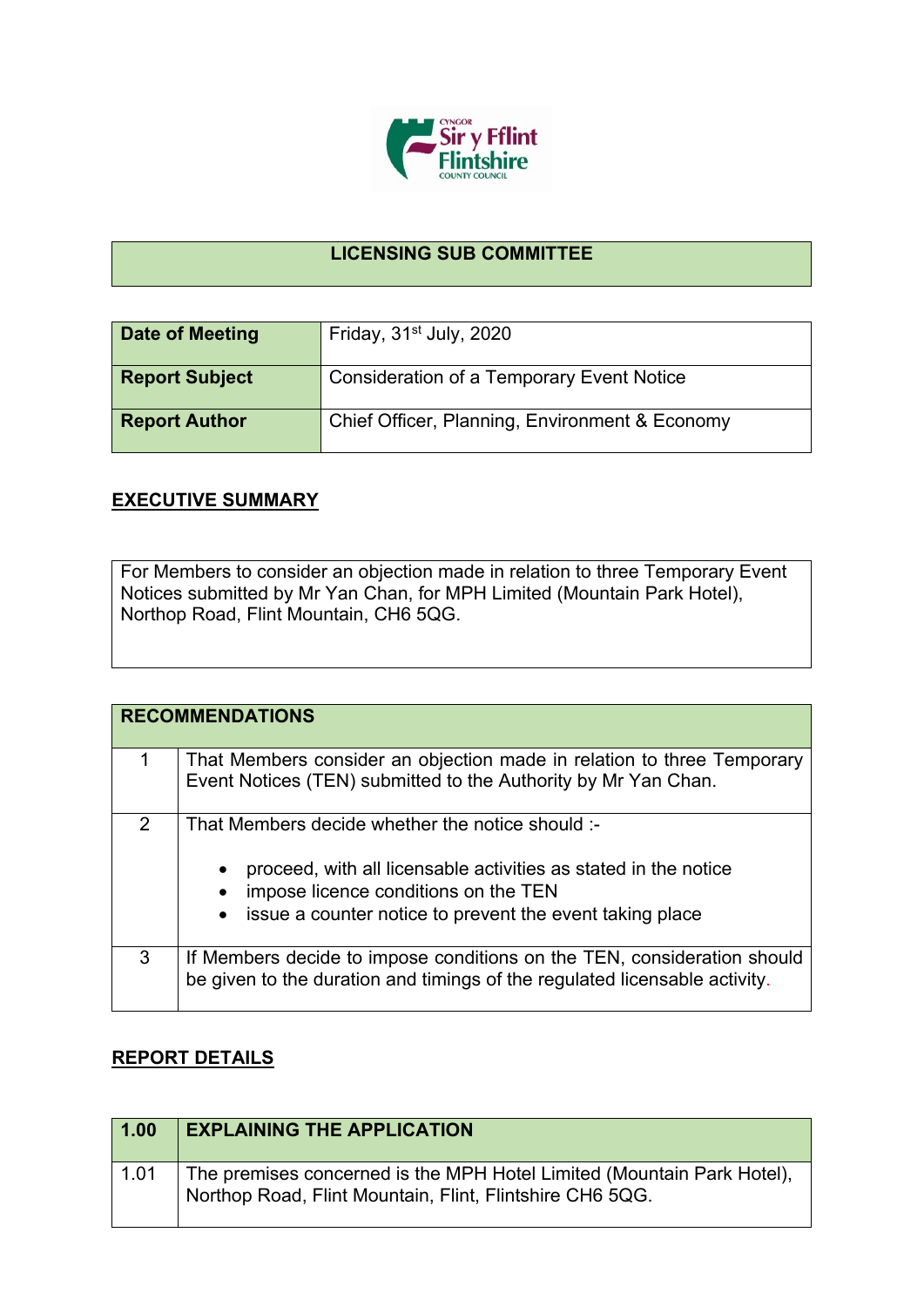## LICENSING SUB COMMITTEE

| Date of Meeting | Friday, 31st July, 2020 |
|---|---|
| Report Subject | Consideration of a Temporary Event Notice |
| Report Author | Chief Officer, Planning, Environment & Economy |

## EXECUTIVE SUMMARY

For Members to consider an objection made in relation to three Temporary Event Notices submitted by Mr Yan Chan, for MPH Limited (Mountain Park Hotel), Northop Road, Flint Mountain, CH6 5QG.

| RECOMMENDATIONS | |
|---|---|
| 1 | That Members consider an objection made in relation to three Temporary Event Notices (TEN) submitted to the Authority by Mr Yan Chan. |
| 2 | That Members decide whether the notice should :-<br><br>• proceed, with all licensable activities as stated in the notice<br>• impose licence conditions on the TEN<br>• issue a counter notice to prevent the event taking place |
| 3 | If Members decide to impose conditions on the TEN, consideration should be given to the duration and timings of the regulated licensable activity. |

## REPORT DETAILS

| 1.00 | EXPLAINING THE APPLICATION |
|---|---|
| 1.01 | The premises concerned is the MPH Hotel Limited (Mountain Park Hotel), Northop Road, Flint Mountain, Flint, Flintshire CH6 5QG. |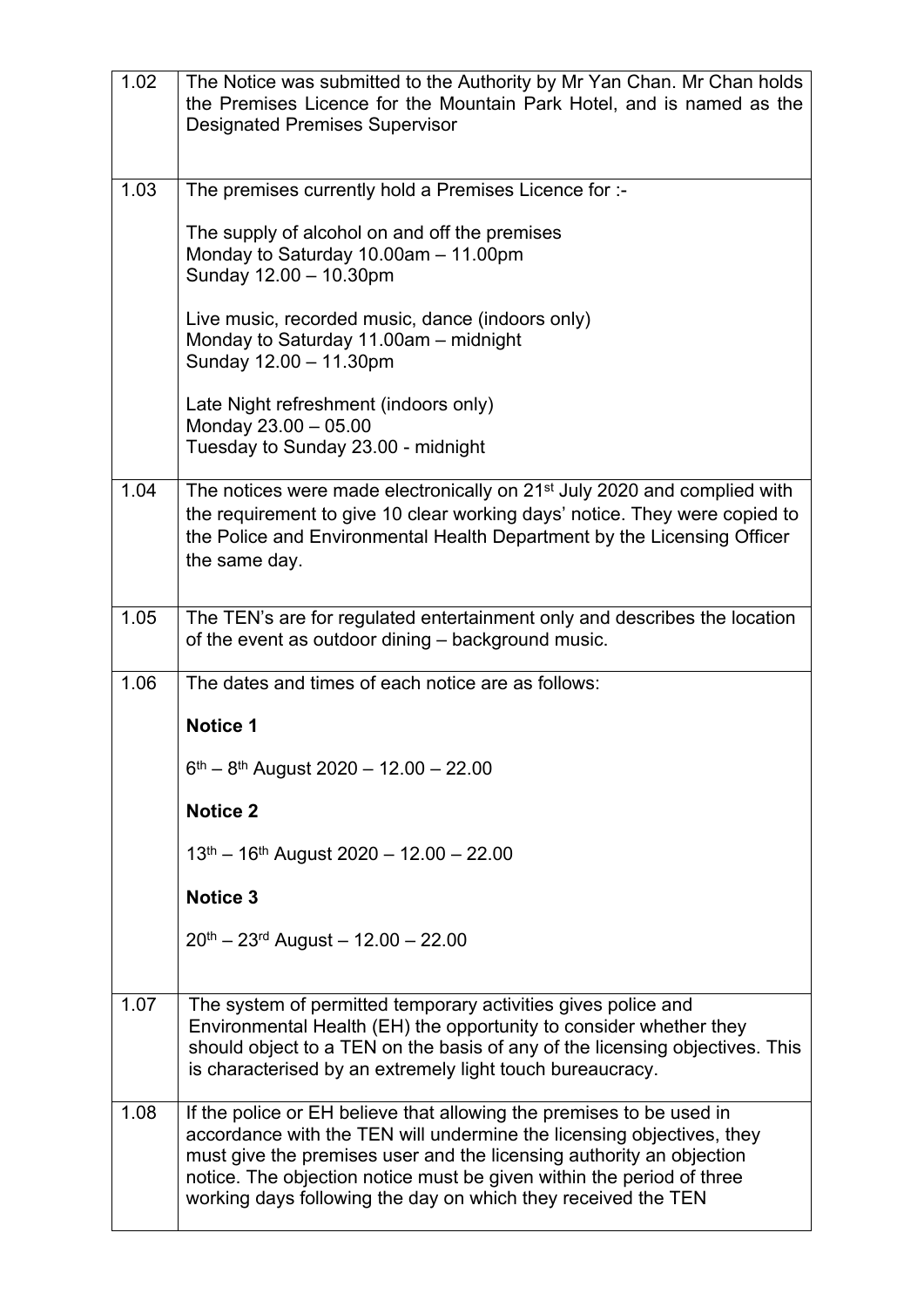| | |
|---|---|
| 1.02 | The Notice was submitted to the Authority by Mr Yan Chan. Mr Chan holds the Premises Licence for the Mountain Park Hotel, and is named as the Designated Premises Supervisor |
| 1.03 | The premises currently hold a Premises Licence for :-<br><br>The supply of alcohol on and off the premises<br>Monday to Saturday 10.00am – 11.00pm<br>Sunday 12.00 – 10.30pm<br><br>Live music, recorded music, dance (indoors only)<br>Monday to Saturday 11.00am – midnight<br>Sunday 12.00 – 11.30pm<br><br>Late Night refreshment (indoors only)<br>Monday 23.00 – 05.00<br>Tuesday to Sunday 23.00 - midnight |
| 1.04 | The notices were made electronically on 21st July 2020 and complied with the requirement to give 10 clear working days' notice. They were copied to the Police and Environmental Health Department by the Licensing Officer the same day. |
| 1.05 | The TEN's are for regulated entertainment only and describes the location of the event as outdoor dining – background music. |
| 1.06 | The dates and times of each notice are as follows:<br><br>**Notice 1**<br><br>6th – 8th August 2020 – 12.00 – 22.00<br><br>**Notice 2**<br><br>13th – 16th August 2020 – 12.00 – 22.00<br><br>**Notice 3**<br><br>20th – 23rd August – 12.00 – 22.00 |
| 1.07 | The system of permitted temporary activities gives police and Environmental Health (EH) the opportunity to consider whether they should object to a TEN on the basis of any of the licensing objectives. This is characterised by an extremely light touch bureaucracy. |
| 1.08 | If the police or EH believe that allowing the premises to be used in accordance with the TEN will undermine the licensing objectives, they must give the premises user and the licensing authority an objection notice. The objection notice must be given within the period of three working days following the day on which they received the TEN |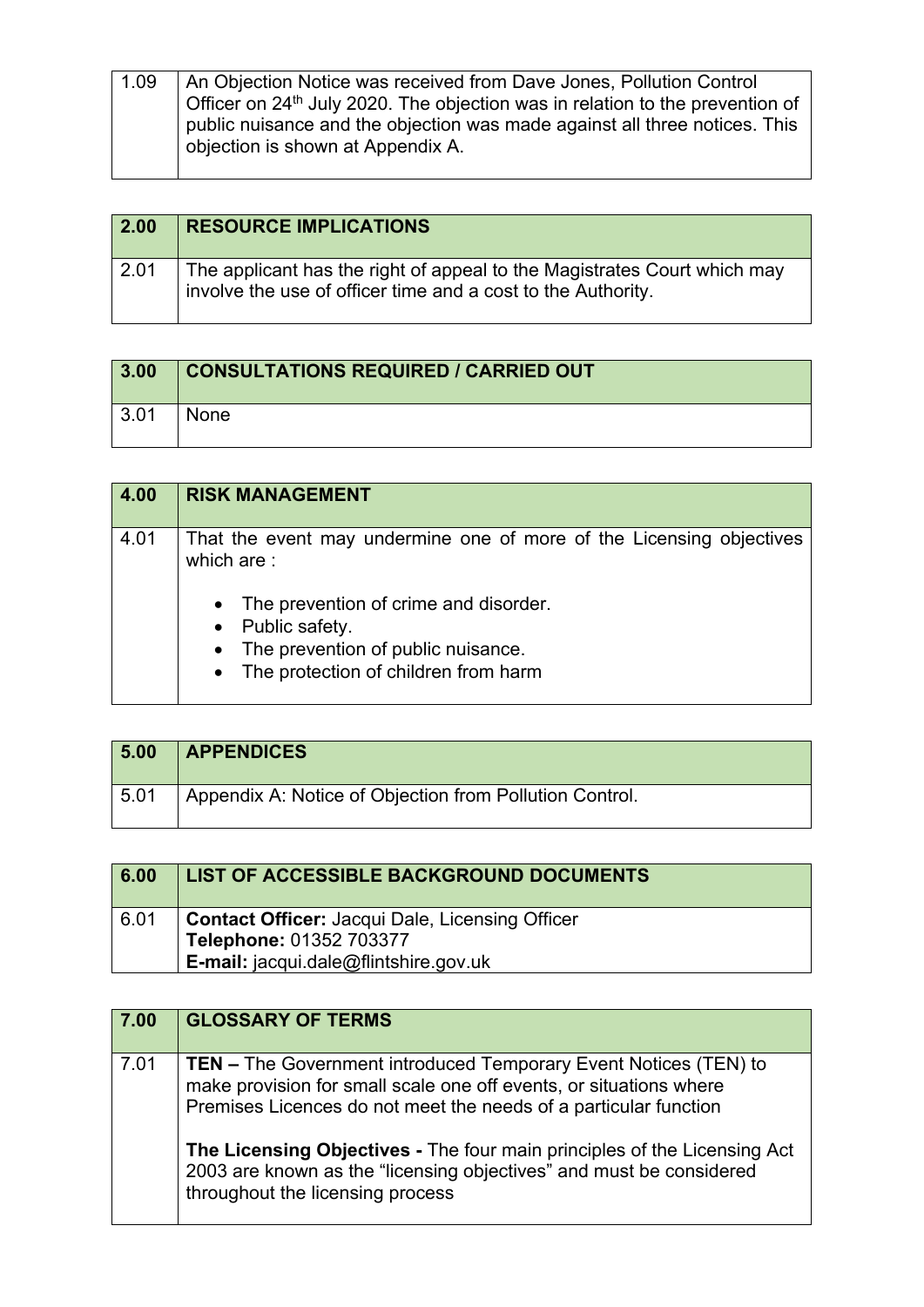| 1.09 | An Objection Notice was received from Dave Jones, Pollution Control Officer on 24th July 2020. The objection was in relation to the prevention of public nuisance and the objection was made against all three notices. This objection is shown at Appendix A. |
|---|---|

| **2.00** | **RESOURCE IMPLICATIONS** |
|---|---|
| 2.01 | The applicant has the right of appeal to the Magistrates Court which may involve the use of officer time and a cost to the Authority. |

| **3.00** | **CONSULTATIONS REQUIRED / CARRIED OUT** |
|---|---|
| 3.01 | None |

| **4.00** | **RISK MANAGEMENT** |
|---|---|
| 4.01 | That the event may undermine one of more of the Licensing objectives which are :<br><br>• The prevention of crime and disorder.<br>• Public safety.<br>• The prevention of public nuisance.<br>• The protection of children from harm |

| **5.00** | **APPENDICES** |
|---|---|
| 5.01 | Appendix A: Notice of Objection from Pollution Control. |

| **6.00** | **LIST OF ACCESSIBLE BACKGROUND DOCUMENTS** |
|---|---|
| 6.01 | **Contact Officer:** Jacqui Dale, Licensing Officer<br>**Telephone:** 01352 703377<br>**E-mail:** jacqui.dale@flintshire.gov.uk |

| **7.00** | **GLOSSARY OF TERMS** |
|---|---|
| 7.01 | **TEN –** The Government introduced Temporary Event Notices (TEN) to make provision for small scale one off events, or situations where Premises Licences do not meet the needs of a particular function<br><br>**The Licensing Objectives -** The four main principles of the Licensing Act 2003 are known as the "licensing objectives" and must be considered throughout the licensing process |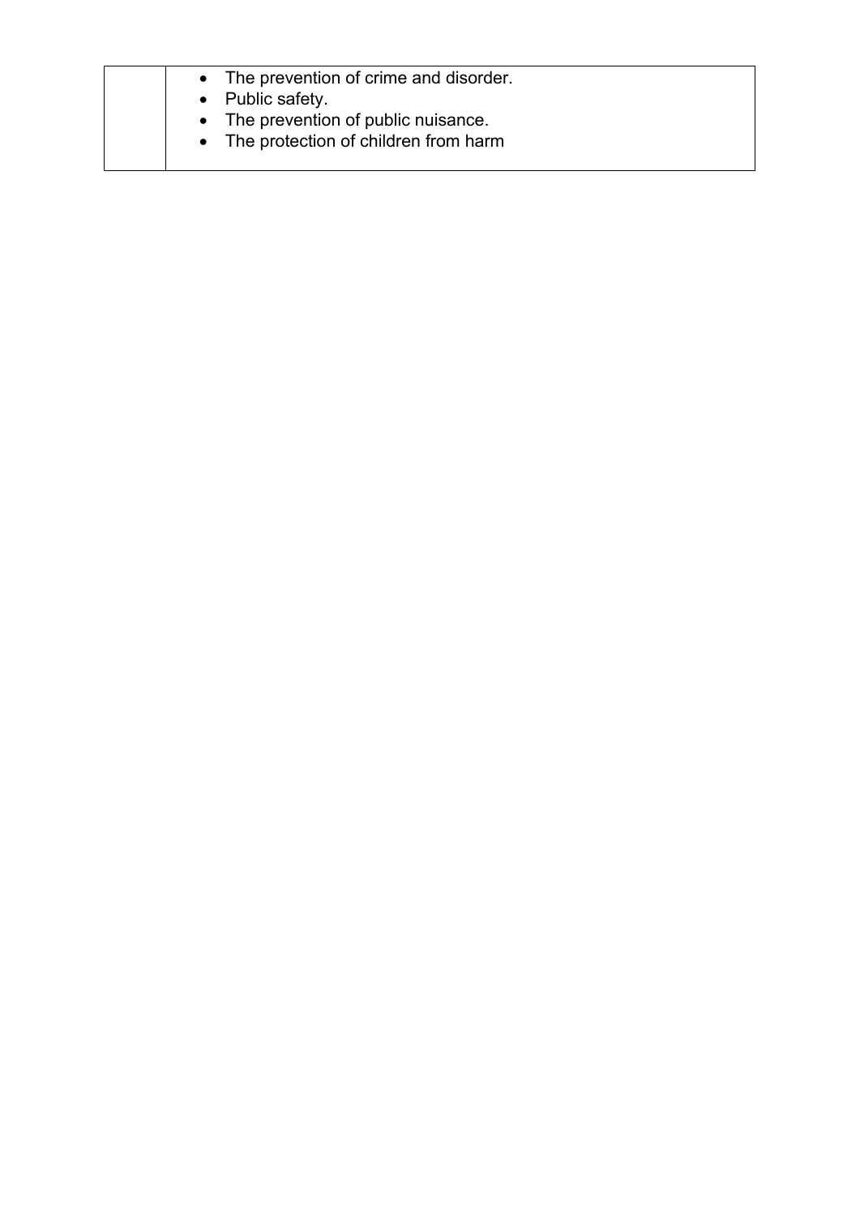| | |
|---|---|
| | • The prevention of crime and disorder.<br>• Public safety.<br>• The prevention of public nuisance.<br>• The protection of children from harm |